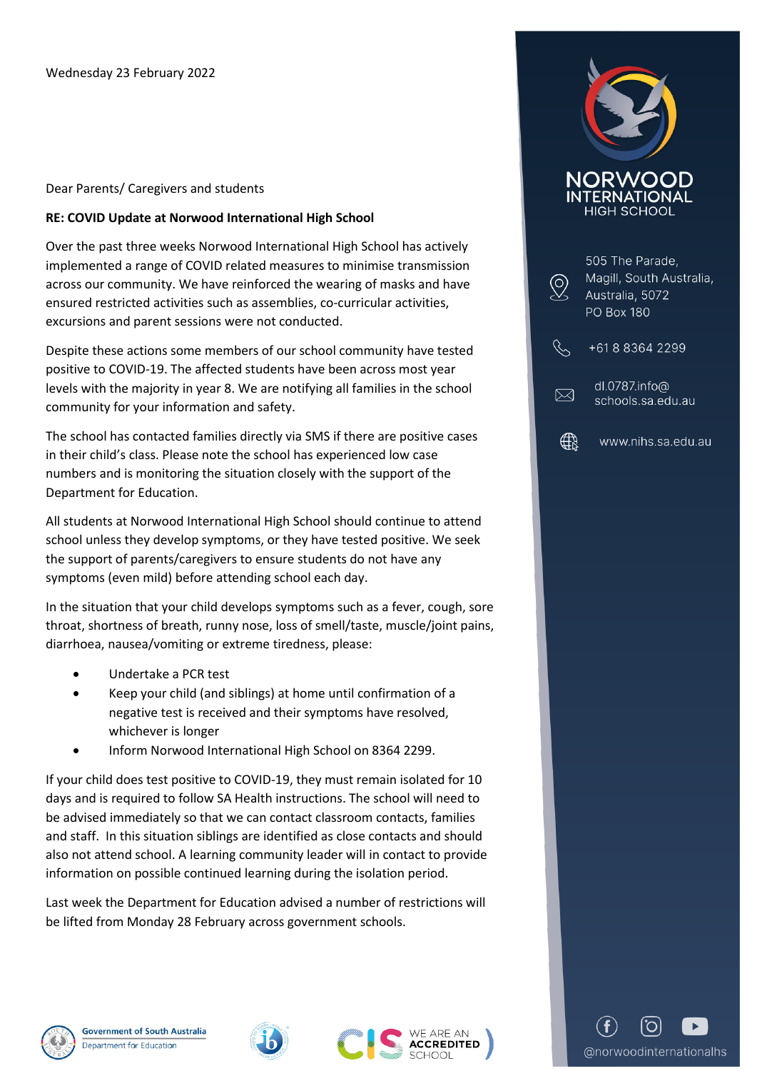Wednesday 23 February 2022

Dear Parents/ Caregivers and students

**RE: COVID Update at Norwood International High School**

Over the past three weeks Norwood International High School has actively implemented a range of COVID related measures to minimise transmission across our community. We have reinforced the wearing of masks and have ensured restricted activities such as assemblies, co-curricular activities, excursions and parent sessions were not conducted.

Despite these actions some members of our school community have tested positive to COVID-19. The affected students have been across most year levels with the majority in year 8. We are notifying all families in the school community for your information and safety.

The school has contacted families directly via SMS if there are positive cases in their child's class. Please note the school has experienced low case numbers and is monitoring the situation closely with the support of the Department for Education.

All students at Norwood International High School should continue to attend school unless they develop symptoms, or they have tested positive. We seek the support of parents/caregivers to ensure students do not have any symptoms (even mild) before attending school each day.

In the situation that your child develops symptoms such as a fever, cough, sore throat, shortness of breath, runny nose, loss of smell/taste, muscle/joint pains, diarrhoea, nausea/vomiting or extreme tiredness, please:

- Undertake a PCR test
- Keep your child (and siblings) at home until confirmation of a negative test is received and their symptoms have resolved, whichever is longer
- Inform Norwood International High School on 8364 2299.

If your child does test positive to COVID-19, they must remain isolated for 10 days and is required to follow SA Health instructions. The school will need to be advised immediately so that we can contact classroom contacts, families and staff. In this situation siblings are identified as close contacts and should also not attend school. A learning community leader will in contact to provide information on possible continued learning during the isolation period.

Last week the Department for Education advised a number of restrictions will be lifted from Monday 28 February across government schools.

NORWOOD INTERNATIONAL HIGH SCHOOL

505 The Parade,
Magill, South Australia,
Australia, 5072
PO Box 180

+61 8 8364 2299

dl.0787.info@schools.sa.edu.au

www.nihs.sa.edu.au

@norwoodinternationalhs

Government of South Australia Department for Education

WE ARE AN ACCREDITED SCHOOL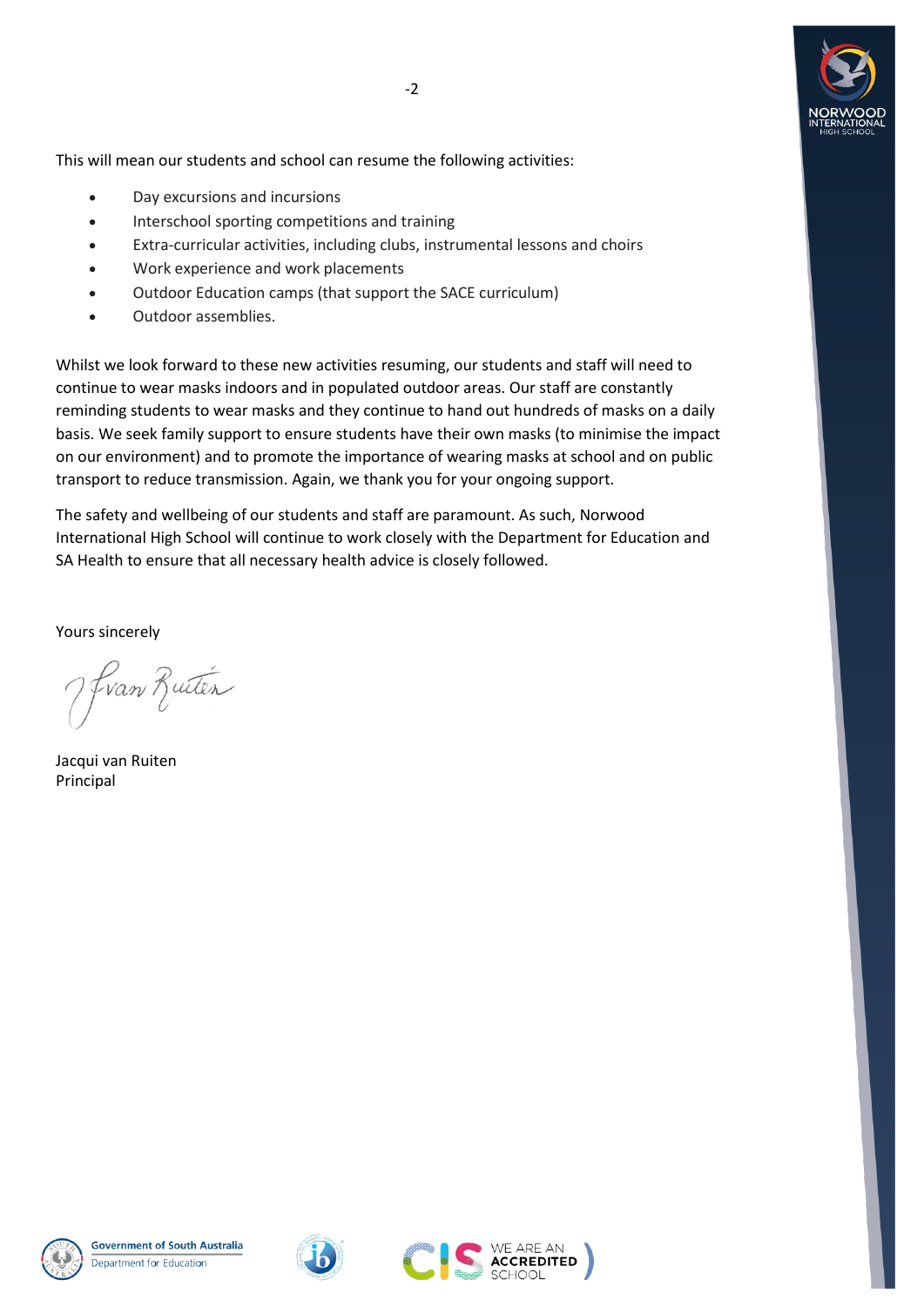This will mean our students and school can resume the following activities:

- Day excursions and incursions
- Interschool sporting competitions and training
- Extra-curricular activities, including clubs, instrumental lessons and choirs
- Work experience and work placements
- Outdoor Education camps (that support the SACE curriculum)
- Outdoor assemblies.

Whilst we look forward to these new activities resuming, our students and staff will need to continue to wear masks indoors and in populated outdoor areas. Our staff are constantly reminding students to wear masks and they continue to hand out hundreds of masks on a daily basis. We seek family support to ensure students have their own masks (to minimise the impact on our environment) and to promote the importance of wearing masks at school and on public transport to reduce transmission. Again, we thank you for your ongoing support.

The safety and wellbeing of our students and staff are paramount. As such, Norwood International High School will continue to work closely with the Department for Education and SA Health to ensure that all necessary health advice is closely followed.

Yours sincerely

Jacqui van Ruiten
Principal